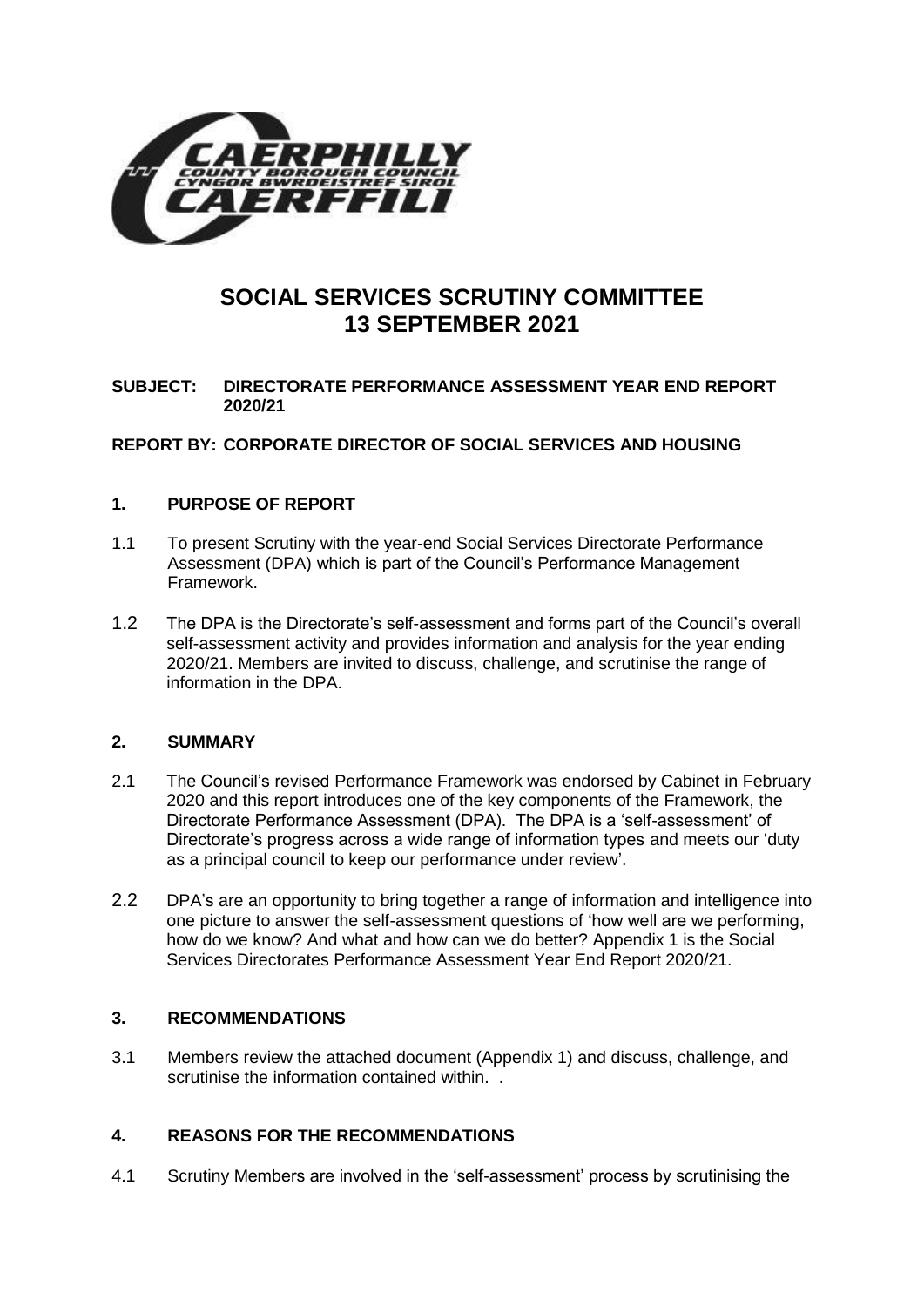# SOCIAL SERVICES SCRUTINY COMMITTEE
# 13 SEPTEMBER 2021

**SUBJECT: DIRECTORATE PERFORMANCE ASSESSMENT YEAR END REPORT 2020/21**

**REPORT BY: CORPORATE DIRECTOR OF SOCIAL SERVICES AND HOUSING**

## 1. PURPOSE OF REPORT

1.1 To present Scrutiny with the year-end Social Services Directorate Performance Assessment (DPA) which is part of the Council's Performance Management Framework.

1.2 The DPA is the Directorate's self-assessment and forms part of the Council's overall self-assessment activity and provides information and analysis for the year ending 2020/21. Members are invited to discuss, challenge, and scrutinise the range of information in the DPA.

## 2. SUMMARY

2.1 The Council's revised Performance Framework was endorsed by Cabinet in February 2020 and this report introduces one of the key components of the Framework, the Directorate Performance Assessment (DPA). The DPA is a 'self-assessment' of Directorate's progress across a wide range of information types and meets our 'duty as a principal council to keep our performance under review'.

2.2 DPA's are an opportunity to bring together a range of information and intelligence into one picture to answer the self-assessment questions of 'how well are we performing, how do we know? And what and how can we do better? Appendix 1 is the Social Services Directorates Performance Assessment Year End Report 2020/21.

## 3. RECOMMENDATIONS

3.1 Members review the attached document (Appendix 1) and discuss, challenge, and scrutinise the information contained within. .

## 4. REASONS FOR THE RECOMMENDATIONS

4.1 Scrutiny Members are involved in the 'self-assessment' process by scrutinising the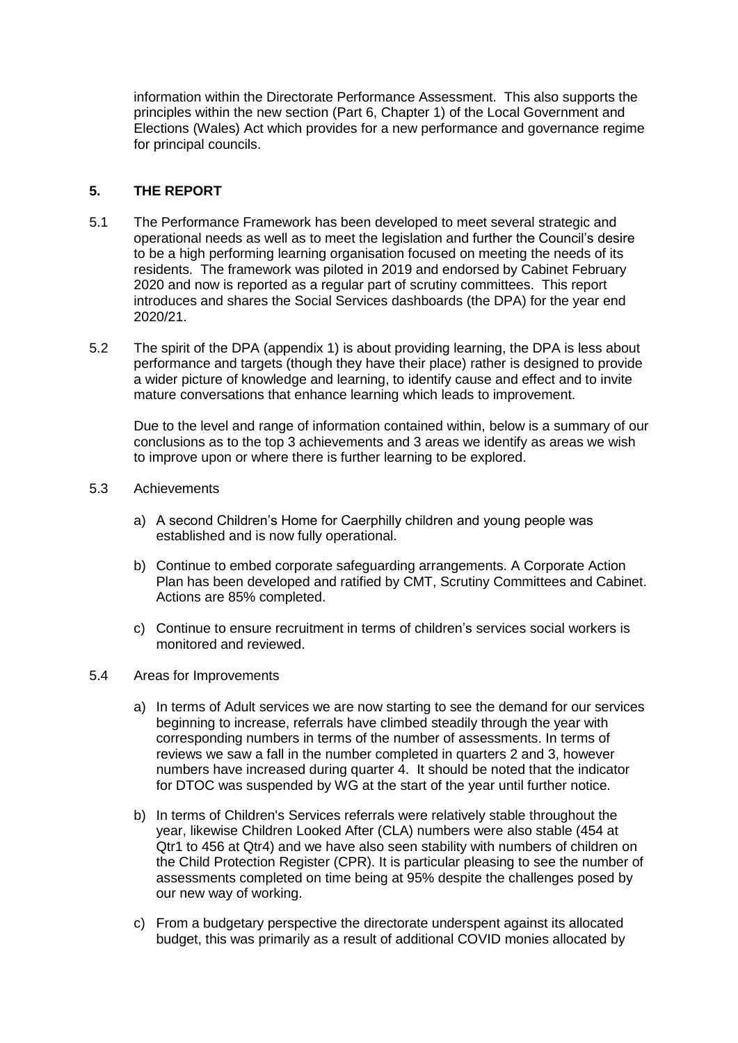information within the Directorate Performance Assessment. This also supports the principles within the new section (Part 6, Chapter 1) of the Local Government and Elections (Wales) Act which provides for a new performance and governance regime for principal councils.

## 5. THE REPORT

5.1 The Performance Framework has been developed to meet several strategic and operational needs as well as to meet the legislation and further the Council's desire to be a high performing learning organisation focused on meeting the needs of its residents. The framework was piloted in 2019 and endorsed by Cabinet February 2020 and now is reported as a regular part of scrutiny committees. This report introduces and shares the Social Services dashboards (the DPA) for the year end 2020/21.

5.2 The spirit of the DPA (appendix 1) is about providing learning, the DPA is less about performance and targets (though they have their place) rather is designed to provide a wider picture of knowledge and learning, to identify cause and effect and to invite mature conversations that enhance learning which leads to improvement.

Due to the level and range of information contained within, below is a summary of our conclusions as to the top 3 achievements and 3 areas we identify as areas we wish to improve upon or where there is further learning to be explored.

5.3 Achievements

a) A second Children's Home for Caerphilly children and young people was established and is now fully operational.

b) Continue to embed corporate safeguarding arrangements. A Corporate Action Plan has been developed and ratified by CMT, Scrutiny Committees and Cabinet. Actions are 85% completed.

c) Continue to ensure recruitment in terms of children's services social workers is monitored and reviewed.

5.4 Areas for Improvements

a) In terms of Adult services we are now starting to see the demand for our services beginning to increase, referrals have climbed steadily through the year with corresponding numbers in terms of the number of assessments. In terms of reviews we saw a fall in the number completed in quarters 2 and 3, however numbers have increased during quarter 4. It should be noted that the indicator for DTOC was suspended by WG at the start of the year until further notice.

b) In terms of Children's Services referrals were relatively stable throughout the year, likewise Children Looked After (CLA) numbers were also stable (454 at Qtr1 to 456 at Qtr4) and we have also seen stability with numbers of children on the Child Protection Register (CPR). It is particular pleasing to see the number of assessments completed on time being at 95% despite the challenges posed by our new way of working.

c) From a budgetary perspective the directorate underspent against its allocated budget, this was primarily as a result of additional COVID monies allocated by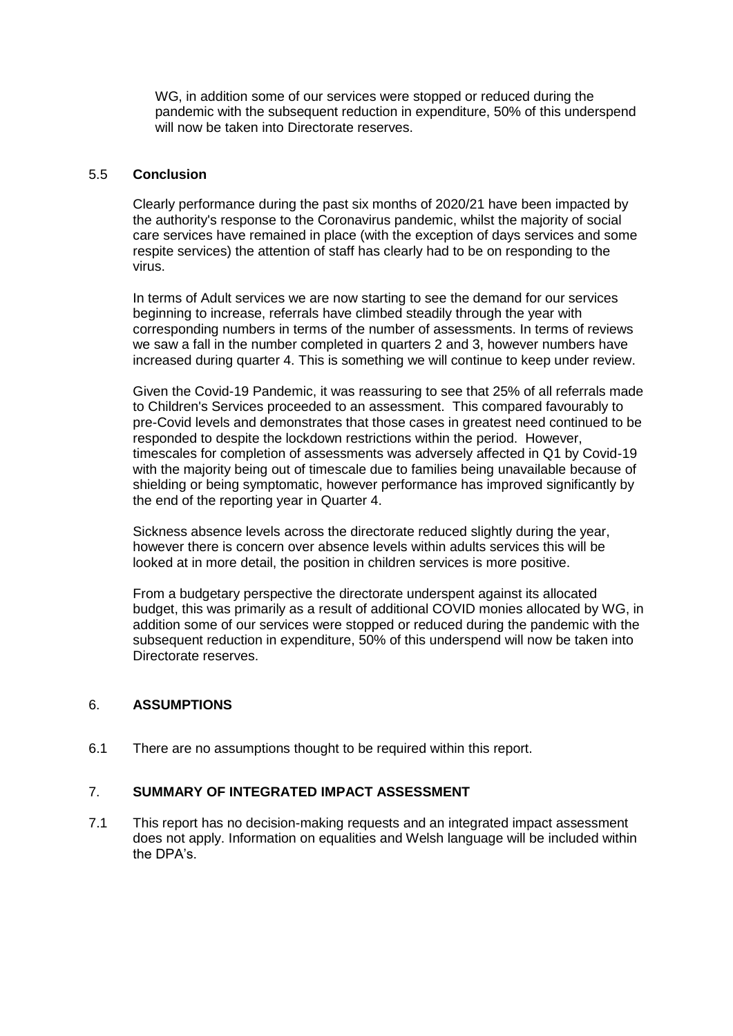WG, in addition some of our services were stopped or reduced during the pandemic with the subsequent reduction in expenditure, 50% of this underspend will now be taken into Directorate reserves.

### 5.5 Conclusion

Clearly performance during the past six months of 2020/21 have been impacted by the authority's response to the Coronavirus pandemic, whilst the majority of social care services have remained in place (with the exception of days services and some respite services) the attention of staff has clearly had to be on responding to the virus.

In terms of Adult services we are now starting to see the demand for our services beginning to increase, referrals have climbed steadily through the year with corresponding numbers in terms of the number of assessments. In terms of reviews we saw a fall in the number completed in quarters 2 and 3, however numbers have increased during quarter 4. This is something we will continue to keep under review.

Given the Covid-19 Pandemic, it was reassuring to see that 25% of all referrals made to Children's Services proceeded to an assessment. This compared favourably to pre-Covid levels and demonstrates that those cases in greatest need continued to be responded to despite the lockdown restrictions within the period. However, timescales for completion of assessments was adversely affected in Q1 by Covid-19 with the majority being out of timescale due to families being unavailable because of shielding or being symptomatic, however performance has improved significantly by the end of the reporting year in Quarter 4.

Sickness absence levels across the directorate reduced slightly during the year, however there is concern over absence levels within adults services this will be looked at in more detail, the position in children services is more positive.

From a budgetary perspective the directorate underspent against its allocated budget, this was primarily as a result of additional COVID monies allocated by WG, in addition some of our services were stopped or reduced during the pandemic with the subsequent reduction in expenditure, 50% of this underspend will now be taken into Directorate reserves.

## 6. ASSUMPTIONS

6.1 There are no assumptions thought to be required within this report.

## 7. SUMMARY OF INTEGRATED IMPACT ASSESSMENT

7.1 This report has no decision-making requests and an integrated impact assessment does not apply. Information on equalities and Welsh language will be included within the DPA's.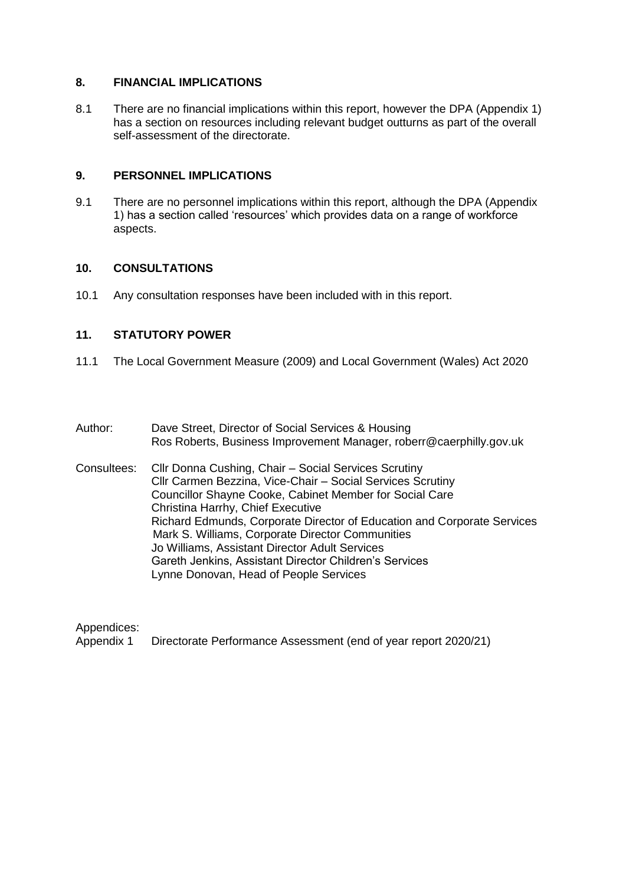## 8. FINANCIAL IMPLICATIONS

8.1 There are no financial implications within this report, however the DPA (Appendix 1) has a section on resources including relevant budget outturns as part of the overall self-assessment of the directorate.

## 9. PERSONNEL IMPLICATIONS

9.1 There are no personnel implications within this report, although the DPA (Appendix 1) has a section called 'resources' which provides data on a range of workforce aspects.

## 10. CONSULTATIONS

10.1 Any consultation responses have been included with in this report.

## 11. STATUTORY POWER

11.1 The Local Government Measure (2009) and Local Government (Wales) Act 2020

Author: Dave Street, Director of Social Services & Housing
Ros Roberts, Business Improvement Manager, roberr@caerphilly.gov.uk

Consultees: Cllr Donna Cushing, Chair – Social Services Scrutiny
Cllr Carmen Bezzina, Vice-Chair – Social Services Scrutiny
Councillor Shayne Cooke, Cabinet Member for Social Care
Christina Harrhy, Chief Executive
Richard Edmunds, Corporate Director of Education and Corporate Services
Mark S. Williams, Corporate Director Communities
Jo Williams, Assistant Director Adult Services
Gareth Jenkins, Assistant Director Children's Services
Lynne Donovan, Head of People Services

Appendices:
Appendix 1 Directorate Performance Assessment (end of year report 2020/21)